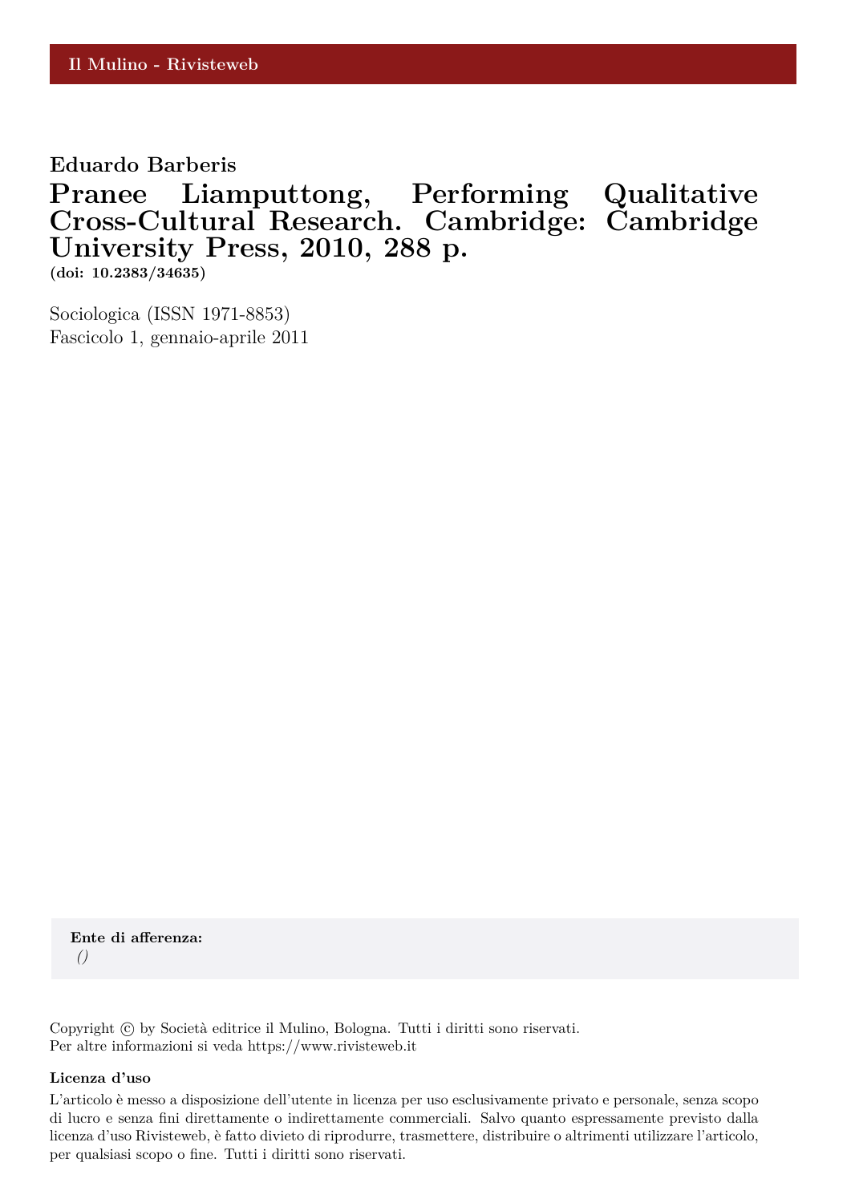Il Mulino - Rivisteweb

**Eduardo Barberis**

# Pranee Liamputtong, Performing Qualitative Cross-Cultural Research. Cambridge: Cambridge University Press, 2010, 288 p.

**(doi: 10.2383/34635)**

Sociologica (ISSN 1971-8853)
Fascicolo 1, gennaio-aprile 2011

**Ente di afferenza:**
*()*

Copyright © by Società editrice il Mulino, Bologna. Tutti i diritti sono riservati.
Per altre informazioni si veda https://www.rivisteweb.it

**Licenza d'uso**

L'articolo è messo a disposizione dell'utente in licenza per uso esclusivamente privato e personale, senza scopo di lucro e senza fini direttamente o indirettamente commerciali. Salvo quanto espressamente previsto dalla licenza d'uso Rivisteweb, è fatto divieto di riprodurre, trasmettere, distribuire o altrimenti utilizzare l'articolo, per qualsiasi scopo o fine. Tutti i diritti sono riservati.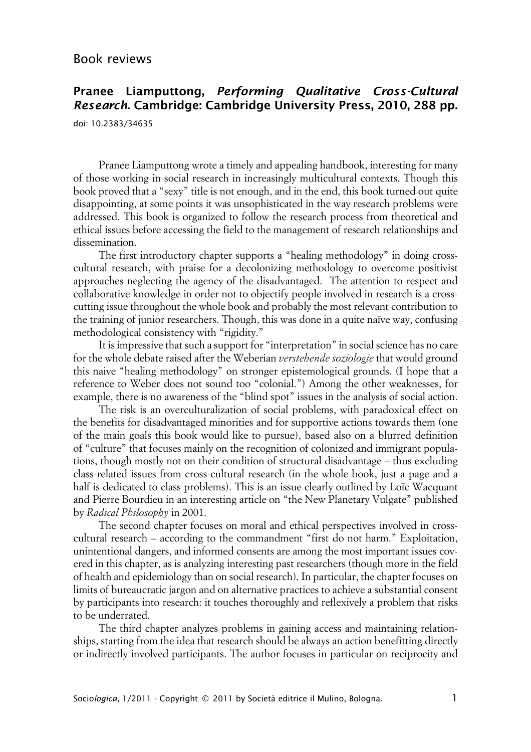# Book reviews

## Pranee Liamputtong, *Performing Qualitative Cross-Cultural Research*. Cambridge: Cambridge University Press, 2010, 288 pp.

doi: 10.2383/34635

Pranee Liamputtong wrote a timely and appealing handbook, interesting for many of those working in social research in increasingly multicultural contexts. Though this book proved that a "sexy" title is not enough, and in the end, this book turned out quite disappointing, at some points it was unsophisticated in the way research problems were addressed. This book is organized to follow the research process from theoretical and ethical issues before accessing the field to the management of research relationships and dissemination.

The first introductory chapter supports a "healing methodology" in doing cross-cultural research, with praise for a decolonizing methodology to overcome positivist approaches neglecting the agency of the disadvantaged. The attention to respect and collaborative knowledge in order not to objectify people involved in research is a cross-cutting issue throughout the whole book and probably the most relevant contribution to the training of junior researchers. Though, this was done in a quite naïve way, confusing methodological consistency with "rigidity."

It is impressive that such a support for "interpretation" in social science has no care for the whole debate raised after the Weberian *verstehende soziologie* that would ground this naive "healing methodology" on stronger epistemological grounds. (I hope that a reference to Weber does not sound too "colonial.") Among the other weaknesses, for example, there is no awareness of the "blind spot" issues in the analysis of social action.

The risk is an overculturalization of social problems, with paradoxical effect on the benefits for disadvantaged minorities and for supportive actions towards them (one of the main goals this book would like to pursue), based also on a blurred definition of "culture" that focuses mainly on the recognition of colonized and immigrant populations, though mostly not on their condition of structural disadvantage – thus excluding class-related issues from cross-cultural research (in the whole book, just a page and a half is dedicated to class problems). This is an issue clearly outlined by Loïc Wacquant and Pierre Bourdieu in an interesting article on "the New Planetary Vulgate" published by *Radical Philosophy* in 2001.

The second chapter focuses on moral and ethical perspectives involved in cross-cultural research – according to the commandment "first do not harm." Exploitation, unintentional dangers, and informed consents are among the most important issues covered in this chapter, as is analyzing interesting past researchers (though more in the field of health and epidemiology than on social research). In particular, the chapter focuses on limits of bureaucratic jargon and on alternative practices to achieve a substantial consent by participants into research: it touches thoroughly and reflexively a problem that risks to be underrated.

The third chapter analyzes problems in gaining access and maintaining relationships, starting from the idea that research should be always an action benefitting directly or indirectly involved participants. The author focuses in particular on reciprocity and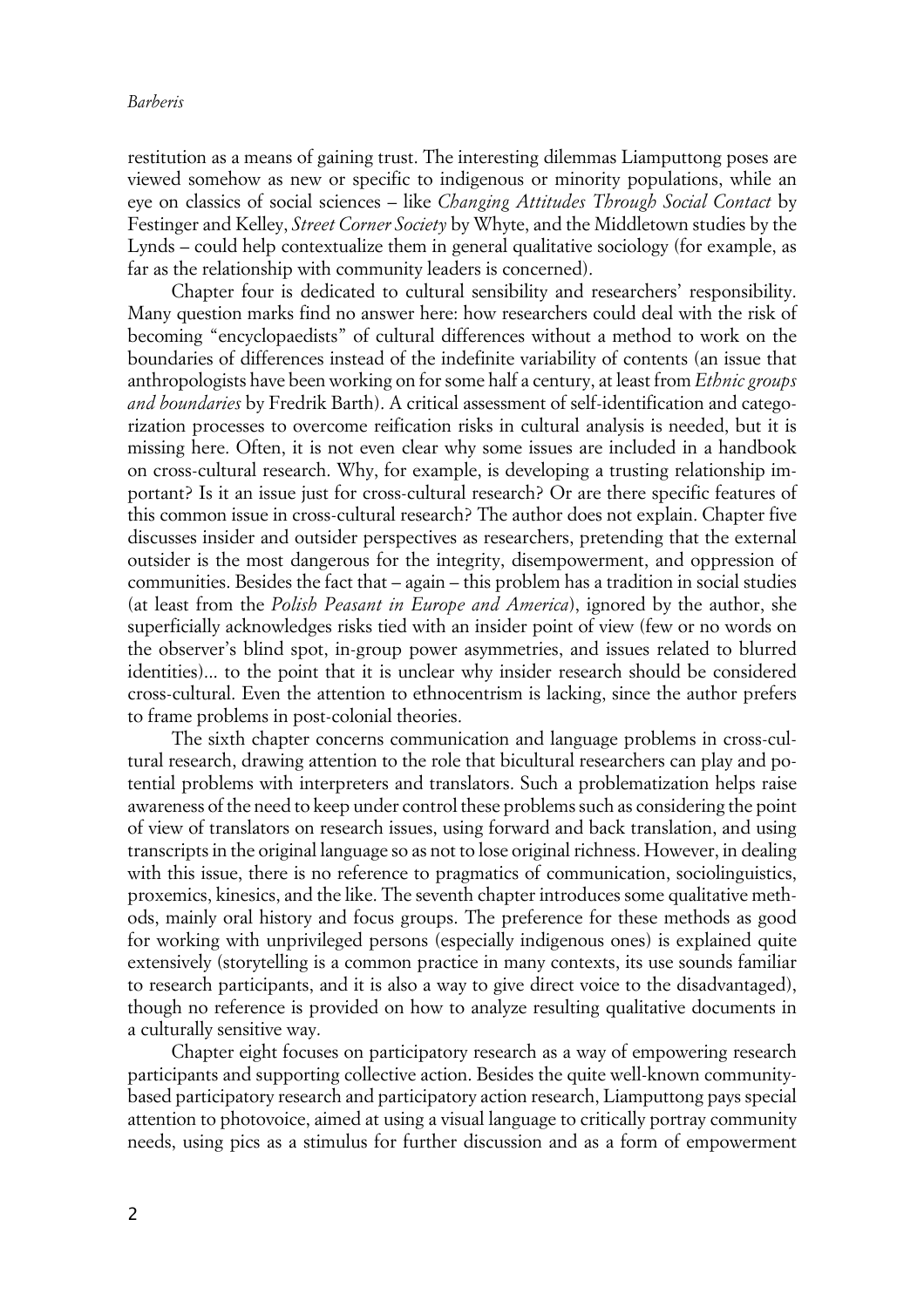restitution as a means of gaining trust. The interesting dilemmas Liamputtong poses are viewed somehow as new or specific to indigenous or minority populations, while an eye on classics of social sciences – like *Changing Attitudes Through Social Contact* by Festinger and Kelley, *Street Corner Society* by Whyte, and the Middletown studies by the Lynds – could help contextualize them in general qualitative sociology (for example, as far as the relationship with community leaders is concerned).

Chapter four is dedicated to cultural sensibility and researchers' responsibility. Many question marks find no answer here: how researchers could deal with the risk of becoming "encyclopaedists" of cultural differences without a method to work on the boundaries of differences instead of the indefinite variability of contents (an issue that anthropologists have been working on for some half a century, at least from *Ethnic groups and boundaries* by Fredrik Barth). A critical assessment of self-identification and categorization processes to overcome reification risks in cultural analysis is needed, but it is missing here. Often, it is not even clear why some issues are included in a handbook on cross-cultural research. Why, for example, is developing a trusting relationship important? Is it an issue just for cross-cultural research? Or are there specific features of this common issue in cross-cultural research? The author does not explain. Chapter five discusses insider and outsider perspectives as researchers, pretending that the external outsider is the most dangerous for the integrity, disempowerment, and oppression of communities. Besides the fact that – again – this problem has a tradition in social studies (at least from the *Polish Peasant in Europe and America*), ignored by the author, she superficially acknowledges risks tied with an insider point of view (few or no words on the observer's blind spot, in-group power asymmetries, and issues related to blurred identities)... to the point that it is unclear why insider research should be considered cross-cultural. Even the attention to ethnocentrism is lacking, since the author prefers to frame problems in post-colonial theories.

The sixth chapter concerns communication and language problems in cross-cultural research, drawing attention to the role that bicultural researchers can play and potential problems with interpreters and translators. Such a problematization helps raise awareness of the need to keep under control these problems such as considering the point of view of translators on research issues, using forward and back translation, and using transcripts in the original language so as not to lose original richness. However, in dealing with this issue, there is no reference to pragmatics of communication, sociolinguistics, proxemics, kinesics, and the like. The seventh chapter introduces some qualitative methods, mainly oral history and focus groups. The preference for these methods as good for working with unprivileged persons (especially indigenous ones) is explained quite extensively (storytelling is a common practice in many contexts, its use sounds familiar to research participants, and it is also a way to give direct voice to the disadvantaged), though no reference is provided on how to analyze resulting qualitative documents in a culturally sensitive way.

Chapter eight focuses on participatory research as a way of empowering research participants and supporting collective action. Besides the quite well-known community-based participatory research and participatory action research, Liamputtong pays special attention to photovoice, aimed at using a visual language to critically portray community needs, using pics as a stimulus for further discussion and as a form of empowerment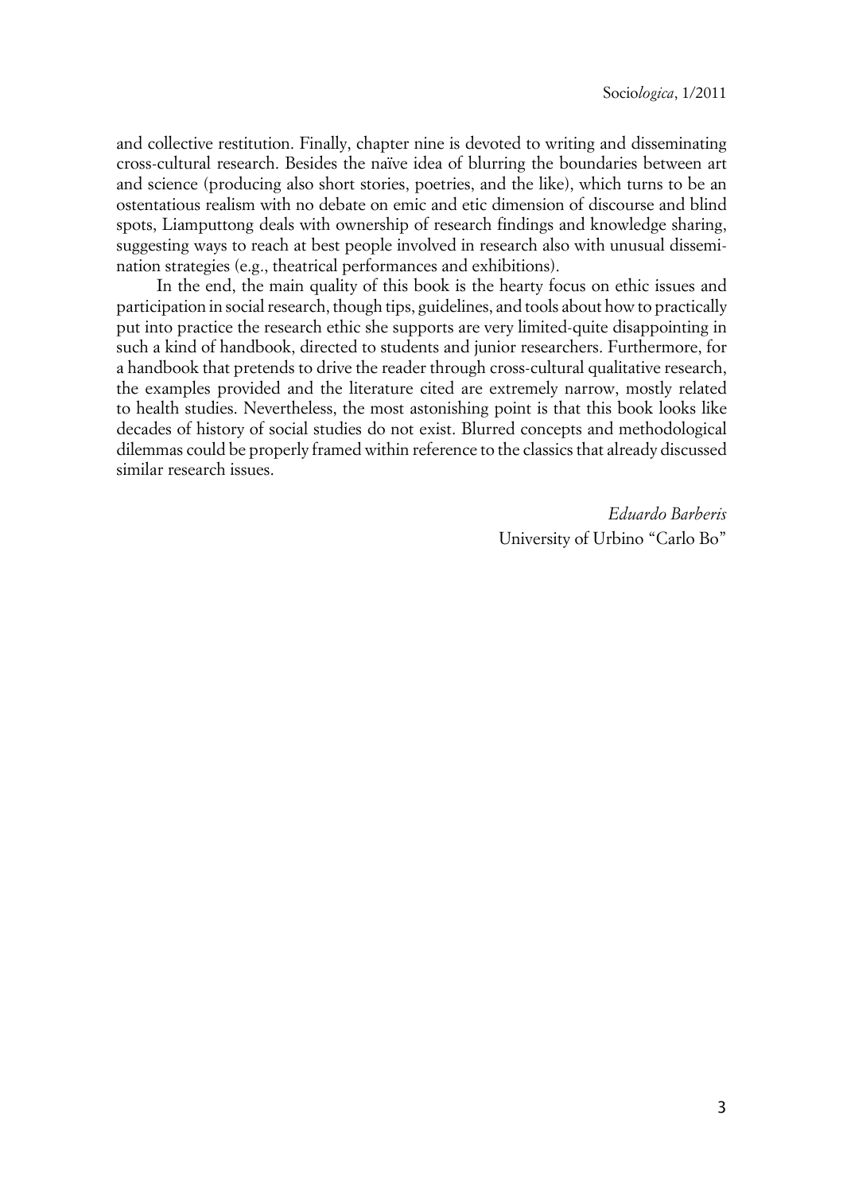and collective restitution. Finally, chapter nine is devoted to writing and disseminating cross-cultural research. Besides the naïve idea of blurring the boundaries between art and science (producing also short stories, poetries, and the like), which turns to be an ostentatious realism with no debate on emic and etic dimension of discourse and blind spots, Liamputtong deals with ownership of research findings and knowledge sharing, suggesting ways to reach at best people involved in research also with unusual dissemination strategies (e.g., theatrical performances and exhibitions).

In the end, the main quality of this book is the hearty focus on ethic issues and participation in social research, though tips, guidelines, and tools about how to practically put into practice the research ethic she supports are very limited-quite disappointing in such a kind of handbook, directed to students and junior researchers. Furthermore, for a handbook that pretends to drive the reader through cross-cultural qualitative research, the examples provided and the literature cited are extremely narrow, mostly related to health studies. Nevertheless, the most astonishing point is that this book looks like decades of history of social studies do not exist. Blurred concepts and methodological dilemmas could be properly framed within reference to the classics that already discussed similar research issues.

*Eduardo Barberis*
University of Urbino "Carlo Bo"